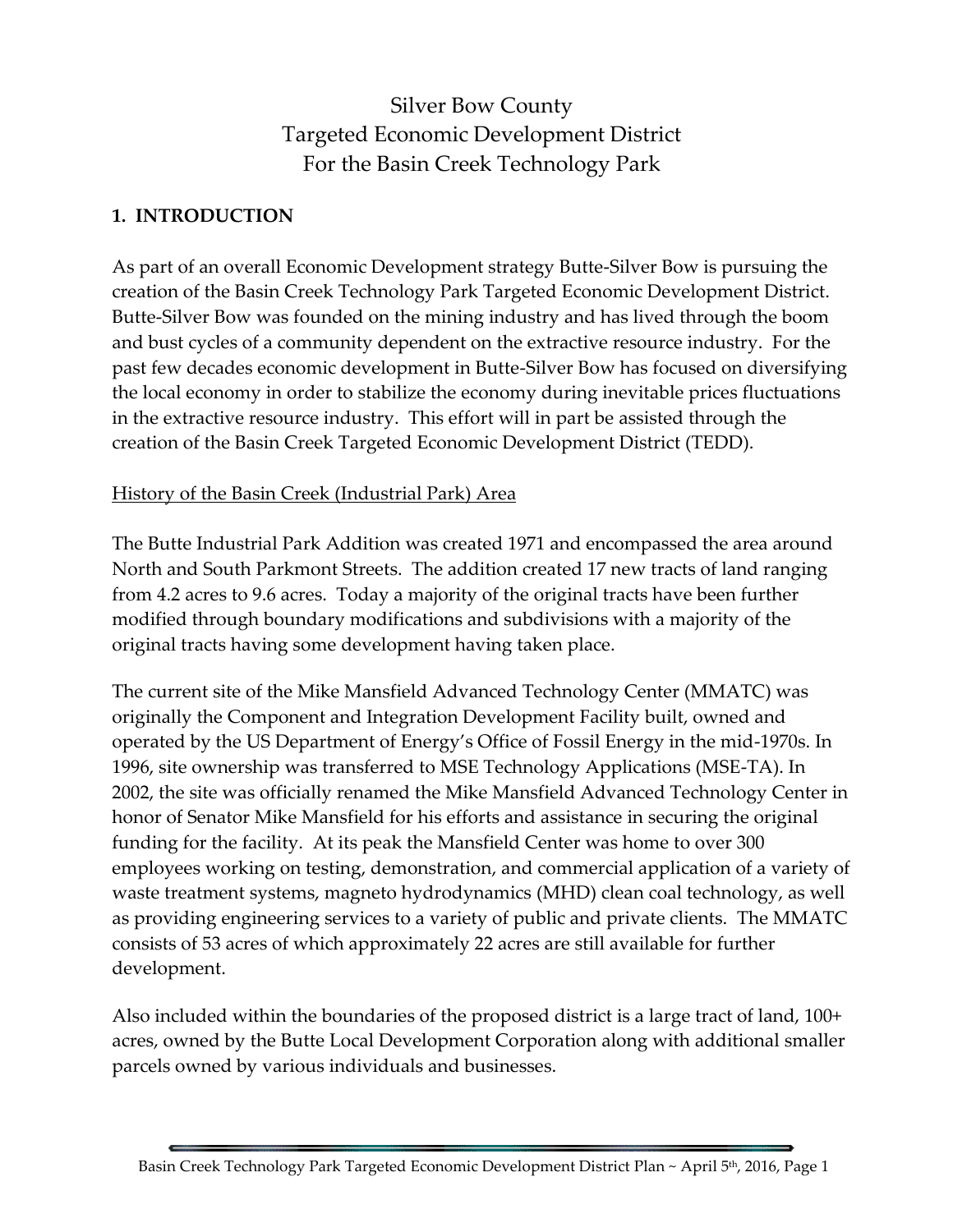# Silver Bow County
# Targeted Economic Development District
# For the Basin Creek Technology Park

## 1. INTRODUCTION

As part of an overall Economic Development strategy Butte-Silver Bow is pursuing the creation of the Basin Creek Technology Park Targeted Economic Development District. Butte-Silver Bow was founded on the mining industry and has lived through the boom and bust cycles of a community dependent on the extractive resource industry. For the past few decades economic development in Butte-Silver Bow has focused on diversifying the local economy in order to stabilize the economy during inevitable prices fluctuations in the extractive resource industry. This effort will in part be assisted through the creation of the Basin Creek Targeted Economic Development District (TEDD).

<u>History of the Basin Creek (Industrial Park) Area</u>

The Butte Industrial Park Addition was created 1971 and encompassed the area around North and South Parkmont Streets. The addition created 17 new tracts of land ranging from 4.2 acres to 9.6 acres. Today a majority of the original tracts have been further modified through boundary modifications and subdivisions with a majority of the original tracts having some development having taken place.

The current site of the Mike Mansfield Advanced Technology Center (MMATC) was originally the Component and Integration Development Facility built, owned and operated by the US Department of Energy's Office of Fossil Energy in the mid-1970s. In 1996, site ownership was transferred to MSE Technology Applications (MSE-TA). In 2002, the site was officially renamed the Mike Mansfield Advanced Technology Center in honor of Senator Mike Mansfield for his efforts and assistance in securing the original funding for the facility. At its peak the Mansfield Center was home to over 300 employees working on testing, demonstration, and commercial application of a variety of waste treatment systems, magneto hydrodynamics (MHD) clean coal technology, as well as providing engineering services to a variety of public and private clients. The MMATC consists of 53 acres of which approximately 22 acres are still available for further development.

Also included within the boundaries of the proposed district is a large tract of land, 100+ acres, owned by the Butte Local Development Corporation along with additional smaller parcels owned by various individuals and businesses.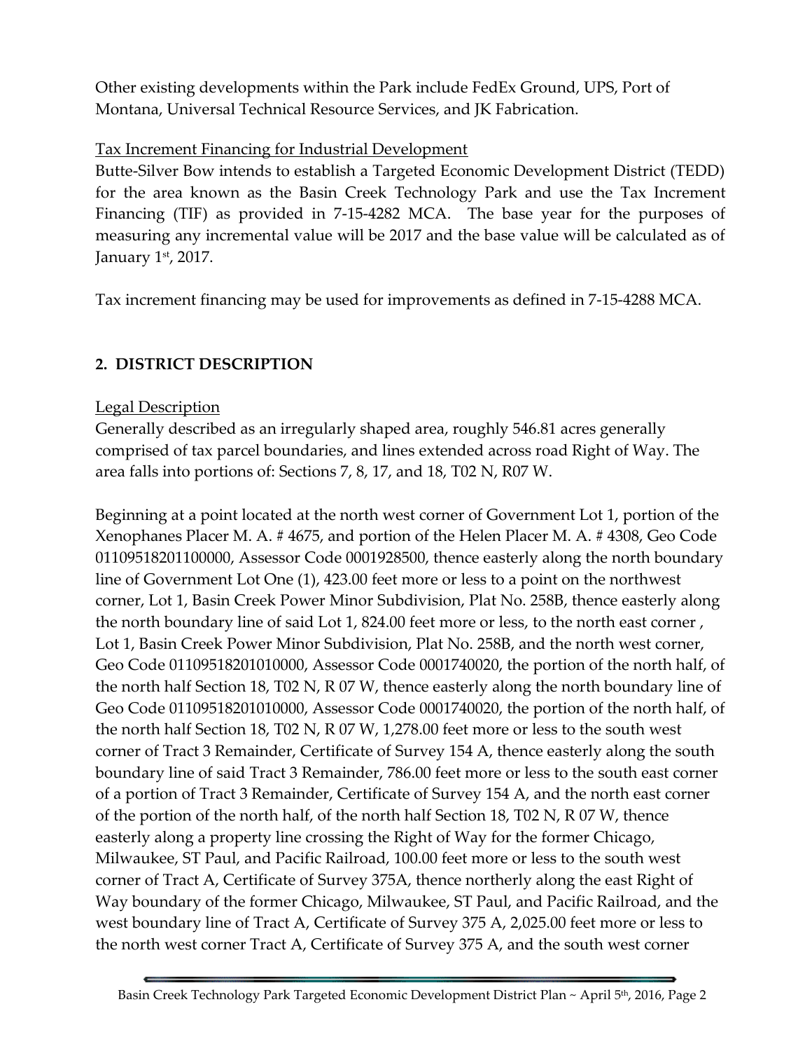Other existing developments within the Park include FedEx Ground, UPS, Port of Montana, Universal Technical Resource Services, and JK Fabrication.

Tax Increment Financing for Industrial Development

Butte-Silver Bow intends to establish a Targeted Economic Development District (TEDD) for the area known as the Basin Creek Technology Park and use the Tax Increment Financing (TIF) as provided in 7-15-4282 MCA. The base year for the purposes of measuring any incremental value will be 2017 and the base value will be calculated as of January 1st, 2017.

Tax increment financing may be used for improvements as defined in 7-15-4288 MCA.

## 2. DISTRICT DESCRIPTION

Legal Description

Generally described as an irregularly shaped area, roughly 546.81 acres generally comprised of tax parcel boundaries, and lines extended across road Right of Way. The area falls into portions of: Sections 7, 8, 17, and 18, T02 N, R07 W.

Beginning at a point located at the north west corner of Government Lot 1, portion of the Xenophanes Placer M. A. # 4675, and portion of the Helen Placer M. A. # 4308, Geo Code 01109518201100000, Assessor Code 0001928500, thence easterly along the north boundary line of Government Lot One (1), 423.00 feet more or less to a point on the northwest corner, Lot 1, Basin Creek Power Minor Subdivision, Plat No. 258B, thence easterly along the north boundary line of said Lot 1, 824.00 feet more or less, to the north east corner , Lot 1, Basin Creek Power Minor Subdivision, Plat No. 258B, and the north west corner, Geo Code 01109518201010000, Assessor Code 0001740020, the portion of the north half, of the north half Section 18, T02 N, R 07 W, thence easterly along the north boundary line of Geo Code 01109518201010000, Assessor Code 0001740020, the portion of the north half, of the north half Section 18, T02 N, R 07 W, 1,278.00 feet more or less to the south west corner of Tract 3 Remainder, Certificate of Survey 154 A, thence easterly along the south boundary line of said Tract 3 Remainder, 786.00 feet more or less to the south east corner of a portion of Tract 3 Remainder, Certificate of Survey 154 A, and the north east corner of the portion of the north half, of the north half Section 18, T02 N, R 07 W, thence easterly along a property line crossing the Right of Way for the former Chicago, Milwaukee, ST Paul, and Pacific Railroad, 100.00 feet more or less to the south west corner of Tract A, Certificate of Survey 375A, thence northerly along the east Right of Way boundary of the former Chicago, Milwaukee, ST Paul, and Pacific Railroad, and the west boundary line of Tract A, Certificate of Survey 375 A, 2,025.00 feet more or less to the north west corner Tract A, Certificate of Survey 375 A, and the south west corner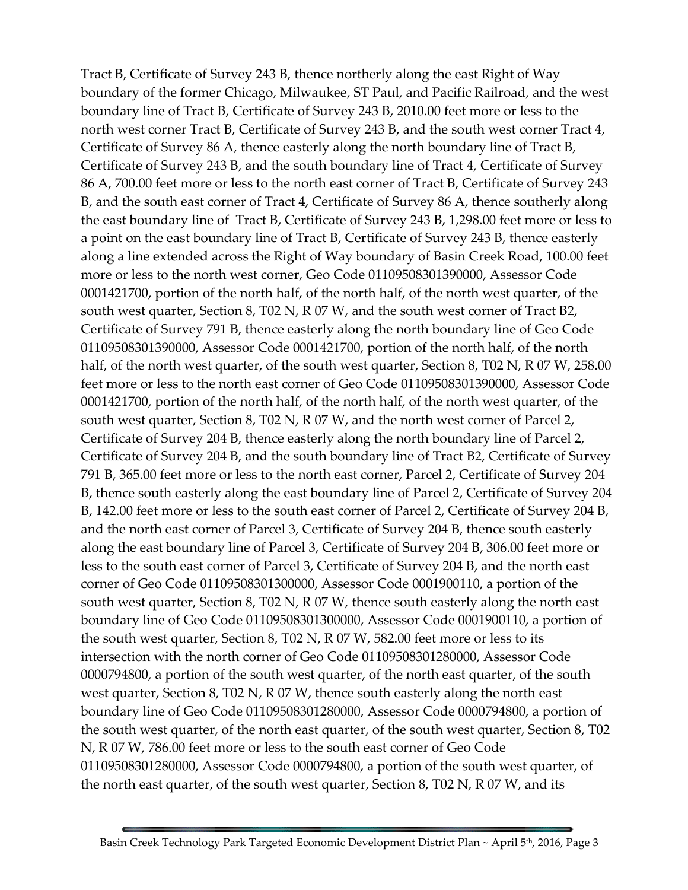Tract B, Certificate of Survey 243 B, thence northerly along the east Right of Way boundary of the former Chicago, Milwaukee, ST Paul, and Pacific Railroad, and the west boundary line of Tract B, Certificate of Survey 243 B, 2010.00 feet more or less to the north west corner Tract B, Certificate of Survey 243 B, and the south west corner Tract 4, Certificate of Survey 86 A, thence easterly along the north boundary line of Tract B, Certificate of Survey 243 B, and the south boundary line of Tract 4, Certificate of Survey 86 A, 700.00 feet more or less to the north east corner of Tract B, Certificate of Survey 243 B, and the south east corner of Tract 4, Certificate of Survey 86 A, thence southerly along the east boundary line of Tract B, Certificate of Survey 243 B, 1,298.00 feet more or less to a point on the east boundary line of Tract B, Certificate of Survey 243 B, thence easterly along a line extended across the Right of Way boundary of Basin Creek Road, 100.00 feet more or less to the north west corner, Geo Code 01109508301390000, Assessor Code 0001421700, portion of the north half, of the north half, of the north west quarter, of the south west quarter, Section 8, T02 N, R 07 W, and the south west corner of Tract B2, Certificate of Survey 791 B, thence easterly along the north boundary line of Geo Code 01109508301390000, Assessor Code 0001421700, portion of the north half, of the north half, of the north west quarter, of the south west quarter, Section 8, T02 N, R 07 W, 258.00 feet more or less to the north east corner of Geo Code 01109508301390000, Assessor Code 0001421700, portion of the north half, of the north half, of the north west quarter, of the south west quarter, Section 8, T02 N, R 07 W, and the north west corner of Parcel 2, Certificate of Survey 204 B, thence easterly along the north boundary line of Parcel 2, Certificate of Survey 204 B, and the south boundary line of Tract B2, Certificate of Survey 791 B, 365.00 feet more or less to the north east corner, Parcel 2, Certificate of Survey 204 B, thence south easterly along the east boundary line of Parcel 2, Certificate of Survey 204 B, 142.00 feet more or less to the south east corner of Parcel 2, Certificate of Survey 204 B, and the north east corner of Parcel 3, Certificate of Survey 204 B, thence south easterly along the east boundary line of Parcel 3, Certificate of Survey 204 B, 306.00 feet more or less to the south east corner of Parcel 3, Certificate of Survey 204 B, and the north east corner of Geo Code 01109508301300000, Assessor Code 0001900110, a portion of the south west quarter, Section 8, T02 N, R 07 W, thence south easterly along the north east boundary line of Geo Code 01109508301300000, Assessor Code 0001900110, a portion of the south west quarter, Section 8, T02 N, R 07 W, 582.00 feet more or less to its intersection with the north corner of Geo Code 01109508301280000, Assessor Code 0000794800, a portion of the south west quarter, of the north east quarter, of the south west quarter, Section 8, T02 N, R 07 W, thence south easterly along the north east boundary line of Geo Code 01109508301280000, Assessor Code 0000794800, a portion of the south west quarter, of the north east quarter, of the south west quarter, Section 8, T02 N, R 07 W, 786.00 feet more or less to the south east corner of Geo Code 01109508301280000, Assessor Code 0000794800, a portion of the south west quarter, of the north east quarter, of the south west quarter, Section 8, T02 N, R 07 W, and its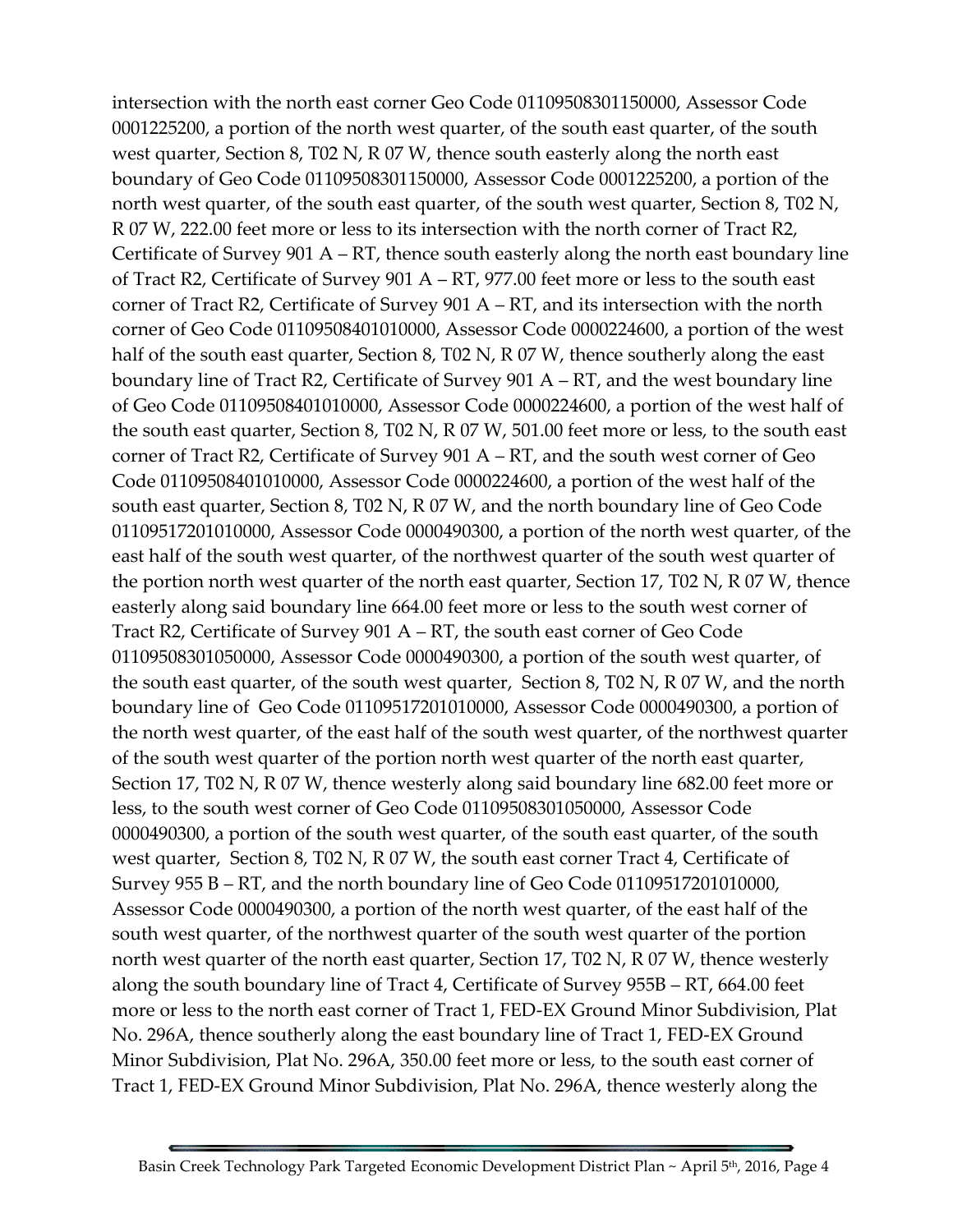intersection with the north east corner Geo Code 01109508301150000, Assessor Code 0001225200, a portion of the north west quarter, of the south east quarter, of the south west quarter, Section 8, T02 N, R 07 W, thence south easterly along the north east boundary of Geo Code 01109508301150000, Assessor Code 0001225200, a portion of the north west quarter, of the south east quarter, of the south west quarter, Section 8, T02 N, R 07 W, 222.00 feet more or less to its intersection with the north corner of Tract R2, Certificate of Survey 901 A – RT, thence south easterly along the north east boundary line of Tract R2, Certificate of Survey 901 A – RT, 977.00 feet more or less to the south east corner of Tract R2, Certificate of Survey 901 A – RT, and its intersection with the north corner of Geo Code 01109508401010000, Assessor Code 0000224600, a portion of the west half of the south east quarter, Section 8, T02 N, R 07 W, thence southerly along the east boundary line of Tract R2, Certificate of Survey 901 A – RT, and the west boundary line of Geo Code 01109508401010000, Assessor Code 0000224600, a portion of the west half of the south east quarter, Section 8, T02 N, R 07 W, 501.00 feet more or less, to the south east corner of Tract R2, Certificate of Survey 901 A – RT, and the south west corner of Geo Code 01109508401010000, Assessor Code 0000224600, a portion of the west half of the south east quarter, Section 8, T02 N, R 07 W, and the north boundary line of Geo Code 01109517201010000, Assessor Code 0000490300, a portion of the north west quarter, of the east half of the south west quarter, of the northwest quarter of the south west quarter of the portion north west quarter of the north east quarter, Section 17, T02 N, R 07 W, thence easterly along said boundary line 664.00 feet more or less to the south west corner of Tract R2, Certificate of Survey 901 A – RT, the south east corner of Geo Code 01109508301050000, Assessor Code 0000490300, a portion of the south west quarter, of the south east quarter, of the south west quarter, Section 8, T02 N, R 07 W, and the north boundary line of Geo Code 01109517201010000, Assessor Code 0000490300, a portion of the north west quarter, of the east half of the south west quarter, of the northwest quarter of the south west quarter of the portion north west quarter of the north east quarter, Section 17, T02 N, R 07 W, thence westerly along said boundary line 682.00 feet more or less, to the south west corner of Geo Code 01109508301050000, Assessor Code 0000490300, a portion of the south west quarter, of the south east quarter, of the south west quarter, Section 8, T02 N, R 07 W, the south east corner Tract 4, Certificate of Survey 955 B – RT, and the north boundary line of Geo Code 01109517201010000, Assessor Code 0000490300, a portion of the north west quarter, of the east half of the south west quarter, of the northwest quarter of the south west quarter of the portion north west quarter of the north east quarter, Section 17, T02 N, R 07 W, thence westerly along the south boundary line of Tract 4, Certificate of Survey 955B – RT, 664.00 feet more or less to the north east corner of Tract 1, FED-EX Ground Minor Subdivision, Plat No. 296A, thence southerly along the east boundary line of Tract 1, FED-EX Ground Minor Subdivision, Plat No. 296A, 350.00 feet more or less, to the south east corner of Tract 1, FED-EX Ground Minor Subdivision, Plat No. 296A, thence westerly along the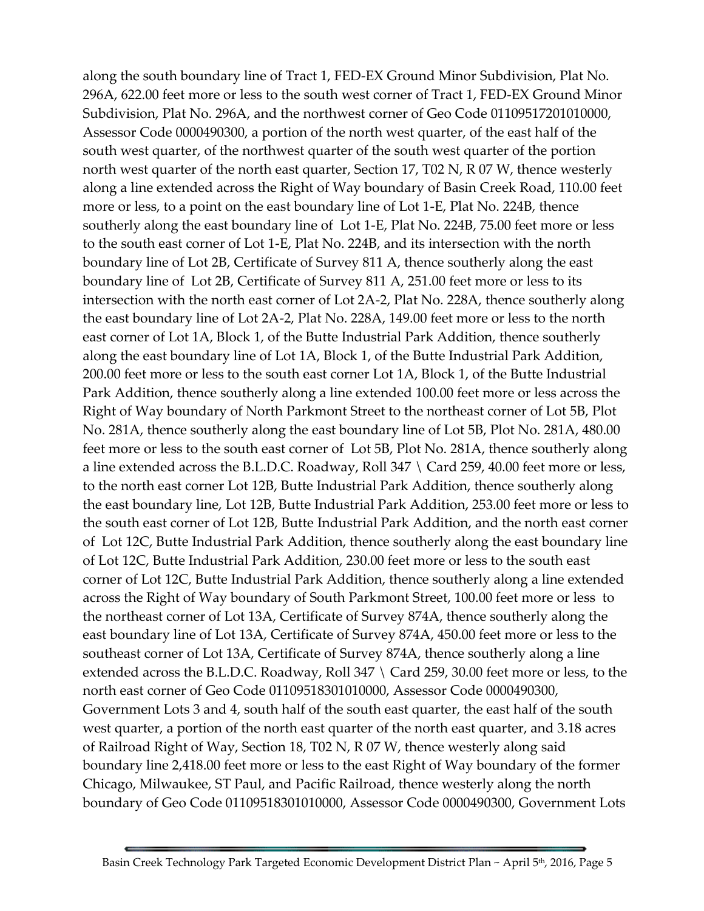along the south boundary line of Tract 1, FED-EX Ground Minor Subdivision, Plat No. 296A, 622.00 feet more or less to the south west corner of Tract 1, FED-EX Ground Minor Subdivision, Plat No. 296A, and the northwest corner of Geo Code 01109517201010000, Assessor Code 0000490300, a portion of the north west quarter, of the east half of the south west quarter, of the northwest quarter of the south west quarter of the portion north west quarter of the north east quarter, Section 17, T02 N, R 07 W, thence westerly along a line extended across the Right of Way boundary of Basin Creek Road, 110.00 feet more or less, to a point on the east boundary line of Lot 1-E, Plat No. 224B, thence southerly along the east boundary line of Lot 1-E, Plat No. 224B, 75.00 feet more or less to the south east corner of Lot 1-E, Plat No. 224B, and its intersection with the north boundary line of Lot 2B, Certificate of Survey 811 A, thence southerly along the east boundary line of Lot 2B, Certificate of Survey 811 A, 251.00 feet more or less to its intersection with the north east corner of Lot 2A-2, Plat No. 228A, thence southerly along the east boundary line of Lot 2A-2, Plat No. 228A, 149.00 feet more or less to the north east corner of Lot 1A, Block 1, of the Butte Industrial Park Addition, thence southerly along the east boundary line of Lot 1A, Block 1, of the Butte Industrial Park Addition, 200.00 feet more or less to the south east corner Lot 1A, Block 1, of the Butte Industrial Park Addition, thence southerly along a line extended 100.00 feet more or less across the Right of Way boundary of North Parkmont Street to the northeast corner of Lot 5B, Plot No. 281A, thence southerly along the east boundary line of Lot 5B, Plot No. 281A, 480.00 feet more or less to the south east corner of Lot 5B, Plot No. 281A, thence southerly along a line extended across the B.L.D.C. Roadway, Roll 347 \ Card 259, 40.00 feet more or less, to the north east corner Lot 12B, Butte Industrial Park Addition, thence southerly along the east boundary line, Lot 12B, Butte Industrial Park Addition, 253.00 feet more or less to the south east corner of Lot 12B, Butte Industrial Park Addition, and the north east corner of Lot 12C, Butte Industrial Park Addition, thence southerly along the east boundary line of Lot 12C, Butte Industrial Park Addition, 230.00 feet more or less to the south east corner of Lot 12C, Butte Industrial Park Addition, thence southerly along a line extended across the Right of Way boundary of South Parkmont Street, 100.00 feet more or less to the northeast corner of Lot 13A, Certificate of Survey 874A, thence southerly along the east boundary line of Lot 13A, Certificate of Survey 874A, 450.00 feet more or less to the southeast corner of Lot 13A, Certificate of Survey 874A, thence southerly along a line extended across the B.L.D.C. Roadway, Roll 347 \ Card 259, 30.00 feet more or less, to the north east corner of Geo Code 01109518301010000, Assessor Code 0000490300, Government Lots 3 and 4, south half of the south east quarter, the east half of the south west quarter, a portion of the north east quarter of the north east quarter, and 3.18 acres of Railroad Right of Way, Section 18, T02 N, R 07 W, thence westerly along said boundary line 2,418.00 feet more or less to the east Right of Way boundary of the former Chicago, Milwaukee, ST Paul, and Pacific Railroad, thence westerly along the north boundary of Geo Code 01109518301010000, Assessor Code 0000490300, Government Lots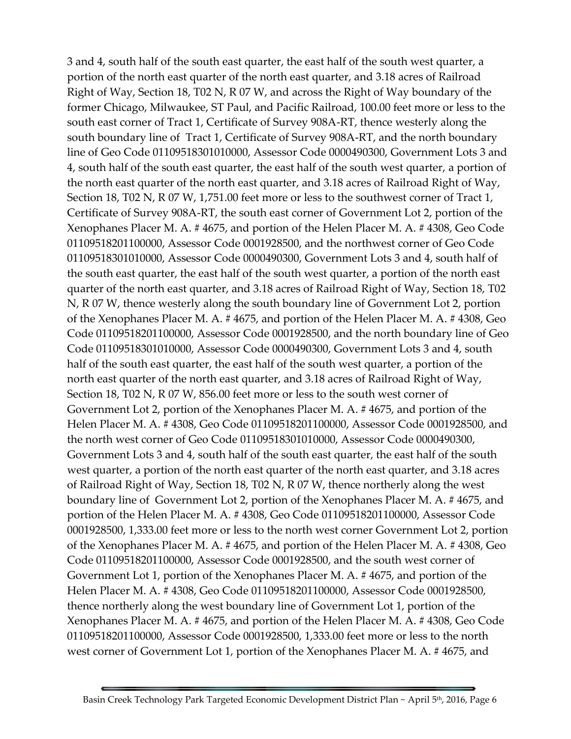3 and 4, south half of the south east quarter, the east half of the south west quarter, a portion of the north east quarter of the north east quarter, and 3.18 acres of Railroad Right of Way, Section 18, T02 N, R 07 W, and across the Right of Way boundary of the former Chicago, Milwaukee, ST Paul, and Pacific Railroad, 100.00 feet more or less to the south east corner of Tract 1, Certificate of Survey 908A-RT, thence westerly along the south boundary line of Tract 1, Certificate of Survey 908A-RT, and the north boundary line of Geo Code 01109518301010000, Assessor Code 0000490300, Government Lots 3 and 4, south half of the south east quarter, the east half of the south west quarter, a portion of the north east quarter of the north east quarter, and 3.18 acres of Railroad Right of Way, Section 18, T02 N, R 07 W, 1,751.00 feet more or less to the southwest corner of Tract 1, Certificate of Survey 908A-RT, the south east corner of Government Lot 2, portion of the Xenophanes Placer M. A. # 4675, and portion of the Helen Placer M. A. # 4308, Geo Code 01109518201100000, Assessor Code 0001928500, and the northwest corner of Geo Code 01109518301010000, Assessor Code 0000490300, Government Lots 3 and 4, south half of the south east quarter, the east half of the south west quarter, a portion of the north east quarter of the north east quarter, and 3.18 acres of Railroad Right of Way, Section 18, T02 N, R 07 W, thence westerly along the south boundary line of Government Lot 2, portion of the Xenophanes Placer M. A. # 4675, and portion of the Helen Placer M. A. # 4308, Geo Code 01109518201100000, Assessor Code 0001928500, and the north boundary line of Geo Code 01109518301010000, Assessor Code 0000490300, Government Lots 3 and 4, south half of the south east quarter, the east half of the south west quarter, a portion of the north east quarter of the north east quarter, and 3.18 acres of Railroad Right of Way, Section 18, T02 N, R 07 W, 856.00 feet more or less to the south west corner of Government Lot 2, portion of the Xenophanes Placer M. A. # 4675, and portion of the Helen Placer M. A. # 4308, Geo Code 01109518201100000, Assessor Code 0001928500, and the north west corner of Geo Code 01109518301010000, Assessor Code 0000490300, Government Lots 3 and 4, south half of the south east quarter, the east half of the south west quarter, a portion of the north east quarter of the north east quarter, and 3.18 acres of Railroad Right of Way, Section 18, T02 N, R 07 W, thence northerly along the west boundary line of Government Lot 2, portion of the Xenophanes Placer M. A. # 4675, and portion of the Helen Placer M. A. # 4308, Geo Code 01109518201100000, Assessor Code 0001928500, 1,333.00 feet more or less to the north west corner Government Lot 2, portion of the Xenophanes Placer M. A. # 4675, and portion of the Helen Placer M. A. # 4308, Geo Code 01109518201100000, Assessor Code 0001928500, and the south west corner of Government Lot 1, portion of the Xenophanes Placer M. A. # 4675, and portion of the Helen Placer M. A. # 4308, Geo Code 01109518201100000, Assessor Code 0001928500, thence northerly along the west boundary line of Government Lot 1, portion of the Xenophanes Placer M. A. # 4675, and portion of the Helen Placer M. A. # 4308, Geo Code 01109518201100000, Assessor Code 0001928500, 1,333.00 feet more or less to the north west corner of Government Lot 1, portion of the Xenophanes Placer M. A. # 4675, and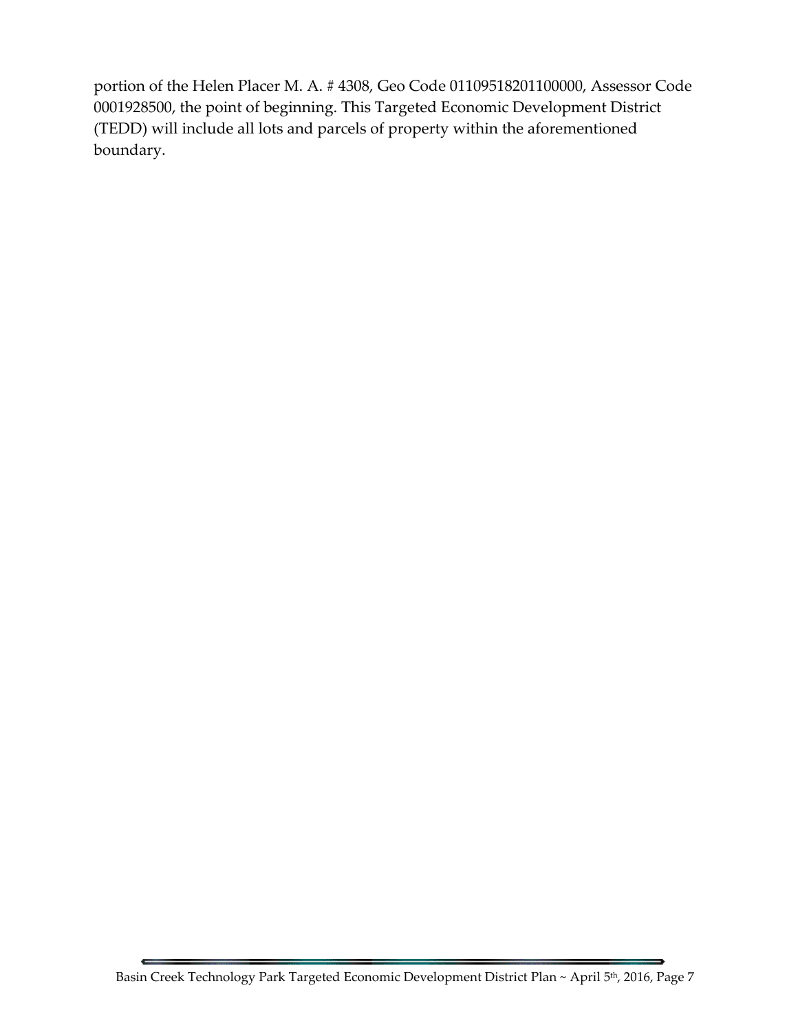portion of the Helen Placer M. A. # 4308, Geo Code 01109518201100000, Assessor Code 0001928500, the point of beginning. This Targeted Economic Development District (TEDD) will include all lots and parcels of property within the aforementioned boundary.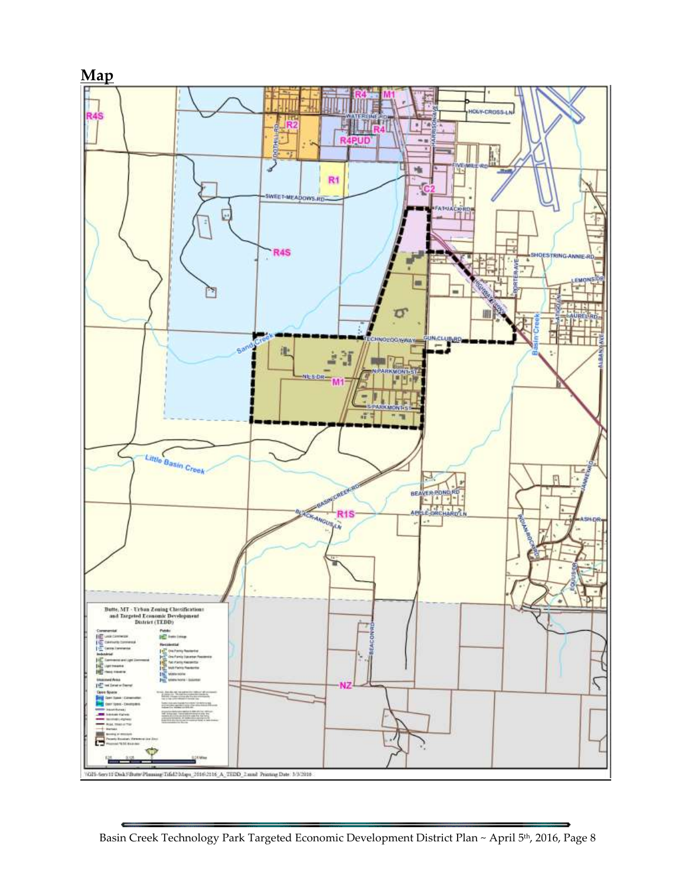## Map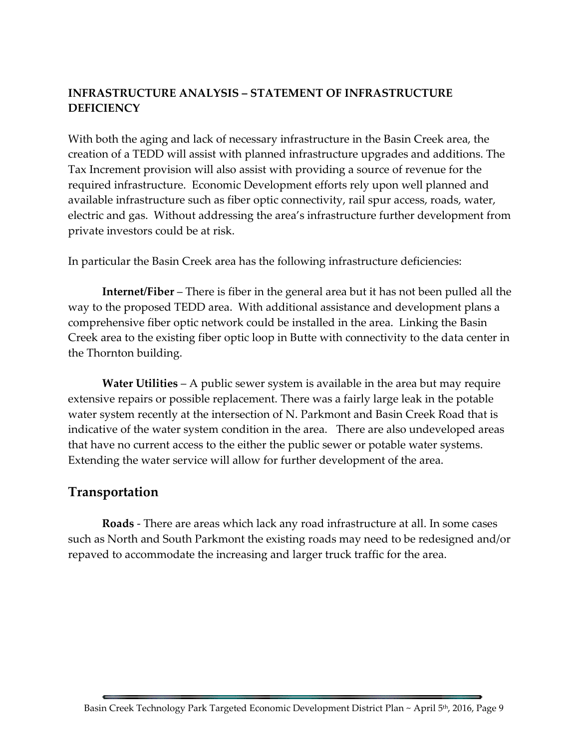**INFRASTRUCTURE ANALYSIS – STATEMENT OF INFRASTRUCTURE DEFICIENCY**

With both the aging and lack of necessary infrastructure in the Basin Creek area, the creation of a TEDD will assist with planned infrastructure upgrades and additions. The Tax Increment provision will also assist with providing a source of revenue for the required infrastructure. Economic Development efforts rely upon well planned and available infrastructure such as fiber optic connectivity, rail spur access, roads, water, electric and gas. Without addressing the area's infrastructure further development from private investors could be at risk.

In particular the Basin Creek area has the following infrastructure deficiencies:

**Internet/Fiber** – There is fiber in the general area but it has not been pulled all the way to the proposed TEDD area. With additional assistance and development plans a comprehensive fiber optic network could be installed in the area. Linking the Basin Creek area to the existing fiber optic loop in Butte with connectivity to the data center in the Thornton building.

**Water Utilities** – A public sewer system is available in the area but may require extensive repairs or possible replacement. There was a fairly large leak in the potable water system recently at the intersection of N. Parkmont and Basin Creek Road that is indicative of the water system condition in the area. There are also undeveloped areas that have no current access to the either the public sewer or potable water systems. Extending the water service will allow for further development of the area.

## Transportation

**Roads** - There are areas which lack any road infrastructure at all. In some cases such as North and South Parkmont the existing roads may need to be redesigned and/or repaved to accommodate the increasing and larger truck traffic for the area.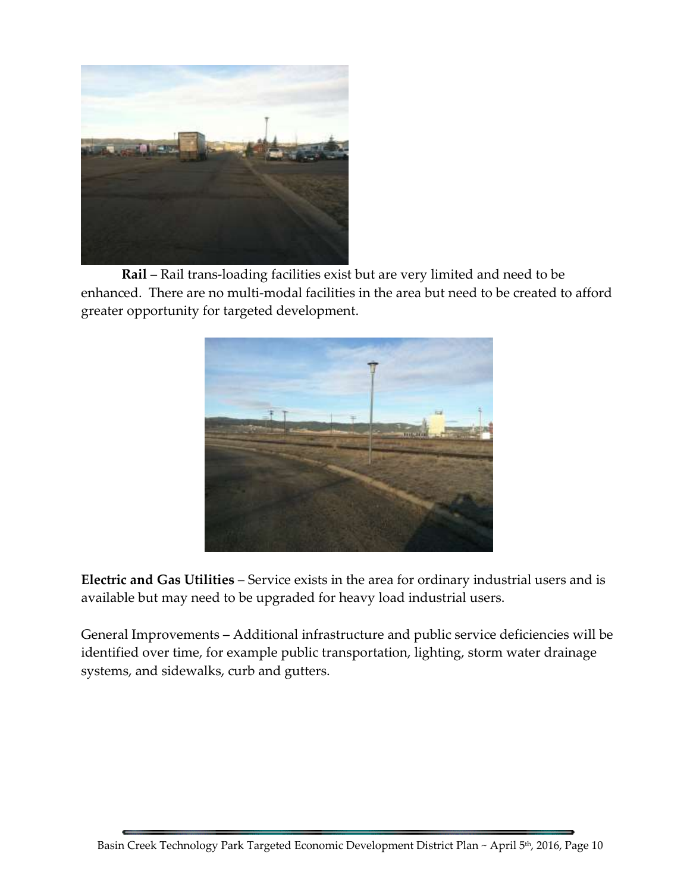**Rail** – Rail trans-loading facilities exist but are very limited and need to be enhanced. There are no multi-modal facilities in the area but need to be created to afford greater opportunity for targeted development.

**Electric and Gas Utilities** – Service exists in the area for ordinary industrial users and is available but may need to be upgraded for heavy load industrial users.

General Improvements – Additional infrastructure and public service deficiencies will be identified over time, for example public transportation, lighting, storm water drainage systems, and sidewalks, curb and gutters.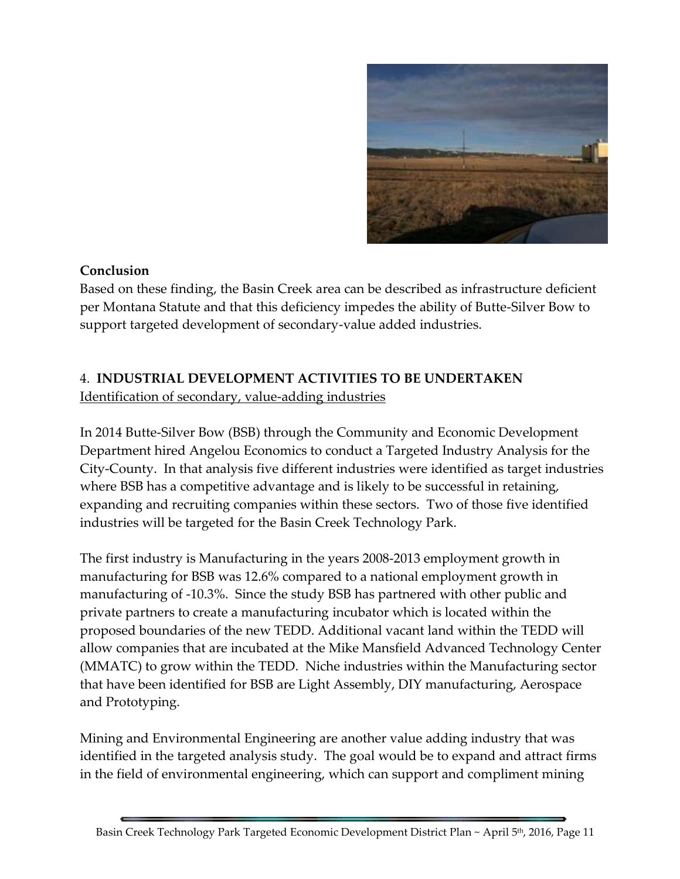**Conclusion**

Based on these finding, the Basin Creek area can be described as infrastructure deficient per Montana Statute and that this deficiency impedes the ability of Butte-Silver Bow to support targeted development of secondary-value added industries.

## 4. **INDUSTRIAL DEVELOPMENT ACTIVITIES TO BE UNDERTAKEN**

<u>Identification of secondary, value-adding industries</u>

In 2014 Butte-Silver Bow (BSB) through the Community and Economic Development Department hired Angelou Economics to conduct a Targeted Industry Analysis for the City-County. In that analysis five different industries were identified as target industries where BSB has a competitive advantage and is likely to be successful in retaining, expanding and recruiting companies within these sectors. Two of those five identified industries will be targeted for the Basin Creek Technology Park.

The first industry is Manufacturing in the years 2008-2013 employment growth in manufacturing for BSB was 12.6% compared to a national employment growth in manufacturing of -10.3%. Since the study BSB has partnered with other public and private partners to create a manufacturing incubator which is located within the proposed boundaries of the new TEDD. Additional vacant land within the TEDD will allow companies that are incubated at the Mike Mansfield Advanced Technology Center (MMATC) to grow within the TEDD. Niche industries within the Manufacturing sector that have been identified for BSB are Light Assembly, DIY manufacturing, Aerospace and Prototyping.

Mining and Environmental Engineering are another value adding industry that was identified in the targeted analysis study. The goal would be to expand and attract firms in the field of environmental engineering, which can support and compliment mining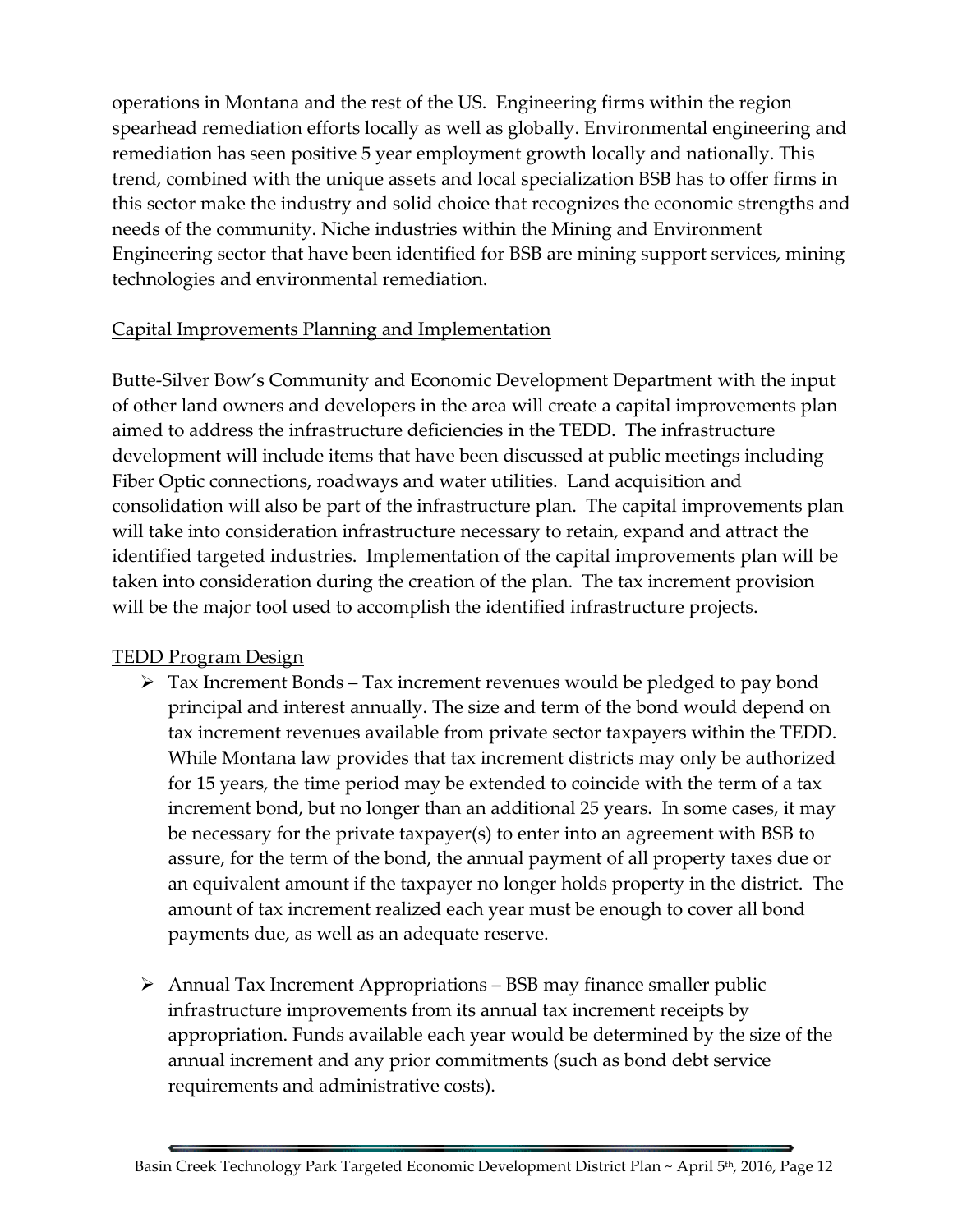operations in Montana and the rest of the US. Engineering firms within the region spearhead remediation efforts locally as well as globally. Environmental engineering and remediation has seen positive 5 year employment growth locally and nationally. This trend, combined with the unique assets and local specialization BSB has to offer firms in this sector make the industry and solid choice that recognizes the economic strengths and needs of the community. Niche industries within the Mining and Environment Engineering sector that have been identified for BSB are mining support services, mining technologies and environmental remediation.

## Capital Improvements Planning and Implementation

Butte-Silver Bow's Community and Economic Development Department with the input of other land owners and developers in the area will create a capital improvements plan aimed to address the infrastructure deficiencies in the TEDD. The infrastructure development will include items that have been discussed at public meetings including Fiber Optic connections, roadways and water utilities. Land acquisition and consolidation will also be part of the infrastructure plan. The capital improvements plan will take into consideration infrastructure necessary to retain, expand and attract the identified targeted industries. Implementation of the capital improvements plan will be taken into consideration during the creation of the plan. The tax increment provision will be the major tool used to accomplish the identified infrastructure projects.

## TEDD Program Design

- Tax Increment Bonds – Tax increment revenues would be pledged to pay bond principal and interest annually. The size and term of the bond would depend on tax increment revenues available from private sector taxpayers within the TEDD. While Montana law provides that tax increment districts may only be authorized for 15 years, the time period may be extended to coincide with the term of a tax increment bond, but no longer than an additional 25 years. In some cases, it may be necessary for the private taxpayer(s) to enter into an agreement with BSB to assure, for the term of the bond, the annual payment of all property taxes due or an equivalent amount if the taxpayer no longer holds property in the district. The amount of tax increment realized each year must be enough to cover all bond payments due, as well as an adequate reserve.

- Annual Tax Increment Appropriations – BSB may finance smaller public infrastructure improvements from its annual tax increment receipts by appropriation. Funds available each year would be determined by the size of the annual increment and any prior commitments (such as bond debt service requirements and administrative costs).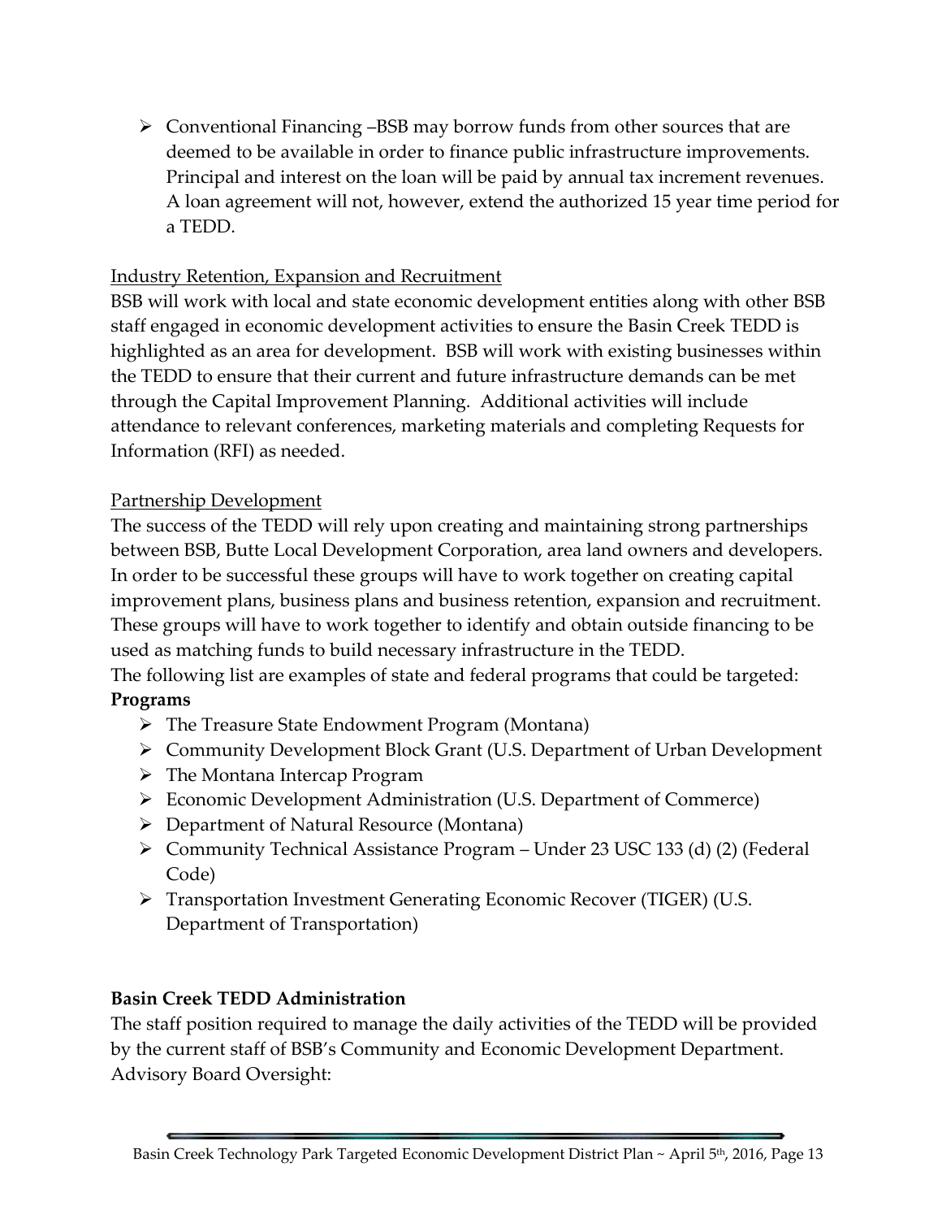- Conventional Financing –BSB may borrow funds from other sources that are deemed to be available in order to finance public infrastructure improvements. Principal and interest on the loan will be paid by annual tax increment revenues. A loan agreement will not, however, extend the authorized 15 year time period for a TEDD.

<u>Industry Retention, Expansion and Recruitment</u>

BSB will work with local and state economic development entities along with other BSB staff engaged in economic development activities to ensure the Basin Creek TEDD is highlighted as an area for development. BSB will work with existing businesses within the TEDD to ensure that their current and future infrastructure demands can be met through the Capital Improvement Planning. Additional activities will include attendance to relevant conferences, marketing materials and completing Requests for Information (RFI) as needed.

<u>Partnership Development</u>

The success of the TEDD will rely upon creating and maintaining strong partnerships between BSB, Butte Local Development Corporation, area land owners and developers. In order to be successful these groups will have to work together on creating capital improvement plans, business plans and business retention, expansion and recruitment. These groups will have to work together to identify and obtain outside financing to be used as matching funds to build necessary infrastructure in the TEDD.

The following list are examples of state and federal programs that could be targeted:

**Programs**

- The Treasure State Endowment Program (Montana)
- Community Development Block Grant (U.S. Department of Urban Development
- The Montana Intercap Program
- Economic Development Administration (U.S. Department of Commerce)
- Department of Natural Resource (Montana)
- Community Technical Assistance Program – Under 23 USC 133 (d) (2) (Federal Code)
- Transportation Investment Generating Economic Recover (TIGER) (U.S. Department of Transportation)

**Basin Creek TEDD Administration**

The staff position required to manage the daily activities of the TEDD will be provided by the current staff of BSB's Community and Economic Development Department.

Advisory Board Oversight: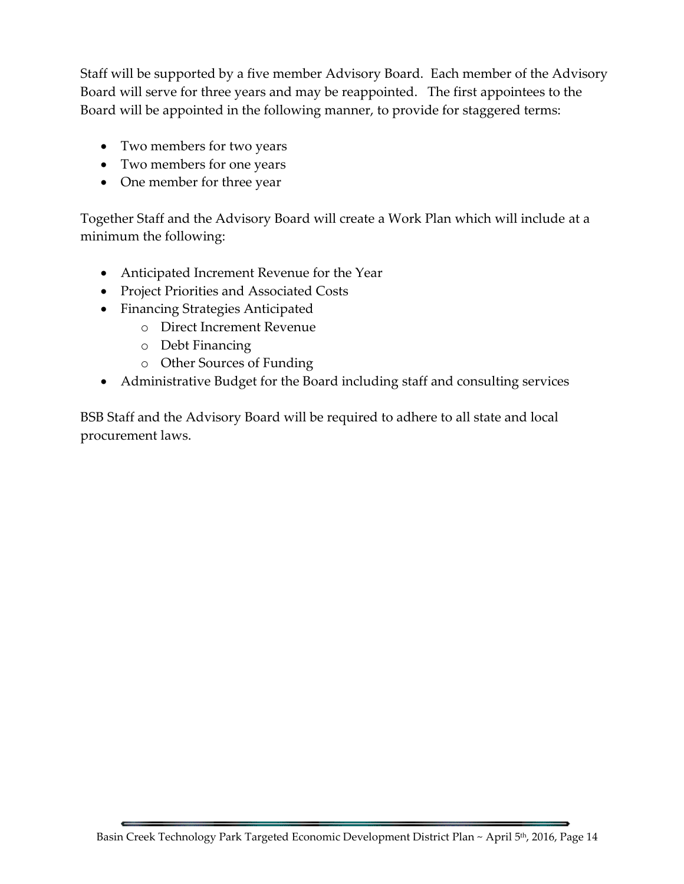Staff will be supported by a five member Advisory Board. Each member of the Advisory Board will serve for three years and may be reappointed. The first appointees to the Board will be appointed in the following manner, to provide for staggered terms:

- Two members for two years
- Two members for one years
- One member for three year

Together Staff and the Advisory Board will create a Work Plan which will include at a minimum the following:

- Anticipated Increment Revenue for the Year
- Project Priorities and Associated Costs
- Financing Strategies Anticipated
    - Direct Increment Revenue
    - Debt Financing
    - Other Sources of Funding
- Administrative Budget for the Board including staff and consulting services

BSB Staff and the Advisory Board will be required to adhere to all state and local procurement laws.